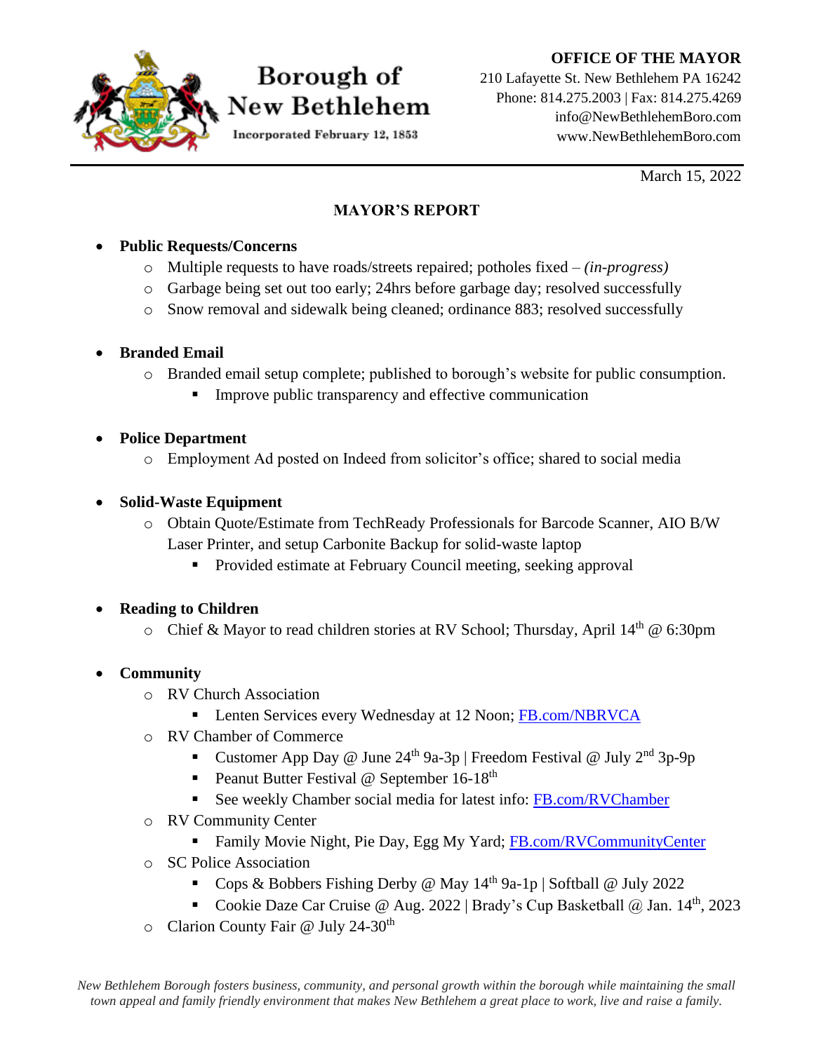# Borough of New Bethlehem

Incorporated February 12, 1853

**OFFICE OF THE MAYOR**
210 Lafayette St. New Bethlehem PA 16242
Phone: 814.275.2003 | Fax: 814.275.4269
info@NewBethlehemBoro.com
www.NewBethlehemBoro.com

March 15, 2022

## MAYOR'S REPORT

- **Public Requests/Concerns**
  - Multiple requests to have roads/streets repaired; potholes fixed – *(in-progress)*
  - Garbage being set out too early; 24hrs before garbage day; resolved successfully
  - Snow removal and sidewalk being cleaned; ordinance 883; resolved successfully

- **Branded Email**
  - Branded email setup complete; published to borough's website for public consumption.
    - Improve public transparency and effective communication

- **Police Department**
  - Employment Ad posted on Indeed from solicitor's office; shared to social media

- **Solid-Waste Equipment**
  - Obtain Quote/Estimate from TechReady Professionals for Barcode Scanner, AIO B/W Laser Printer, and setup Carbonite Backup for solid-waste laptop
    - Provided estimate at February Council meeting, seeking approval

- **Reading to Children**
  - Chief & Mayor to read children stories at RV School; Thursday, April 14th @ 6:30pm

- **Community**
  - RV Church Association
    - Lenten Services every Wednesday at 12 Noon; FB.com/NBRVCA
  - RV Chamber of Commerce
    - Customer App Day @ June 24th 9a-3p | Freedom Festival @ July 2nd 3p-9p
    - Peanut Butter Festival @ September 16-18th
    - See weekly Chamber social media for latest info: FB.com/RVChamber
  - RV Community Center
    - Family Movie Night, Pie Day, Egg My Yard; FB.com/RVCommunityCenter
  - SC Police Association
    - Cops & Bobbers Fishing Derby @ May 14th 9a-1p | Softball @ July 2022
    - Cookie Daze Car Cruise @ Aug. 2022 | Brady's Cup Basketball @ Jan. 14th, 2023
  - Clarion County Fair @ July 24-30th

*New Bethlehem Borough fosters business, community, and personal growth within the borough while maintaining the small town appeal and family friendly environment that makes New Bethlehem a great place to work, live and raise a family.*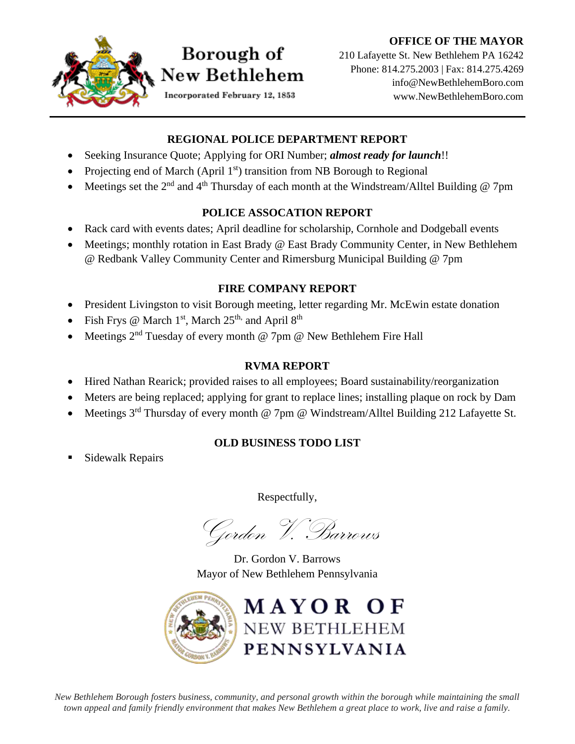**OFFICE OF THE MAYOR**
210 Lafayette St. New Bethlehem PA 16242
Phone: 814.275.2003 | Fax: 814.275.4269
info@NewBethlehemBoro.com
www.NewBethlehemBoro.com

Borough of New Bethlehem
Incorporated February 12, 1853

## REGIONAL POLICE DEPARTMENT REPORT

- Seeking Insurance Quote; Applying for ORI Number; ***almost ready for launch***!!
- Projecting end of March (April 1st) transition from NB Borough to Regional
- Meetings set the 2nd and 4th Thursday of each month at the Windstream/Alltel Building @ 7pm

## POLICE ASSOCATION REPORT

- Rack card with events dates; April deadline for scholarship, Cornhole and Dodgeball events
- Meetings; monthly rotation in East Brady @ East Brady Community Center, in New Bethlehem @ Redbank Valley Community Center and Rimersburg Municipal Building @ 7pm

## FIRE COMPANY REPORT

- President Livingston to visit Borough meeting, letter regarding Mr. McEwin estate donation
- Fish Frys @ March 1st, March 25th, and April 8th
- Meetings 2nd Tuesday of every month @ 7pm @ New Bethlehem Fire Hall

## RVMA REPORT

- Hired Nathan Rearick; provided raises to all employees; Board sustainability/reorganization
- Meters are being replaced; applying for grant to replace lines; installing plaque on rock by Dam
- Meetings 3rd Thursday of every month @ 7pm @ Windstream/Alltel Building 212 Lafayette St.

## OLD BUSINESS TODO LIST

- Sidewalk Repairs

Respectfully,

*Gordon V. Barrows*

Dr. Gordon V. Barrows
Mayor of New Bethlehem Pennsylvania

MAYOR OF NEW BETHLEHEM PENNSYLVANIA

*New Bethlehem Borough fosters business, community, and personal growth within the borough while maintaining the small town appeal and family friendly environment that makes New Bethlehem a great place to work, live and raise a family.*